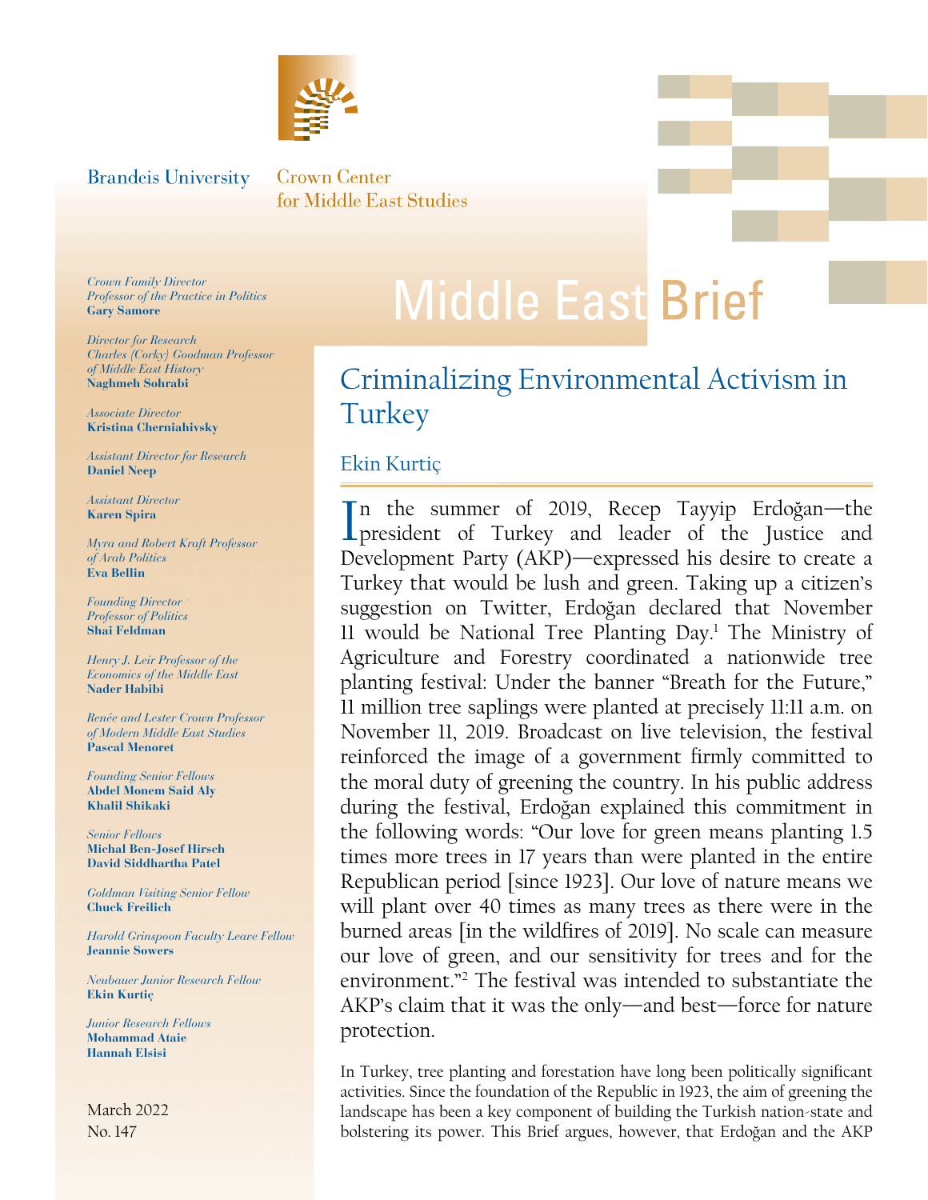Brandeis University

Crown Center for Middle East Studies

*Crown Family Director*
*Professor of the Practice in Politics*
**Gary Samore**

*Director for Research*
*Charles (Corky) Goodman Professor of Middle East History*
**Naghmeh Sohrabi**

*Associate Director*
**Kristina Cherniahivsky**

*Assistant Director for Research*
**Daniel Neep**

*Assistant Director*
**Karen Spira**

*Myra and Robert Kraft Professor of Arab Politics*
**Eva Bellin**

*Founding Director*
*Professor of Politics*
**Shai Feldman**

*Henry J. Leir Professor of the Economics of the Middle East*
**Nader Habibi**

*Renée and Lester Crown Professor of Modern Middle East Studies*
**Pascal Menoret**

*Founding Senior Fellows*
**Abdel Monem Said Aly**
**Khalil Shikaki**

*Senior Fellows*
**Michal Ben-Josef Hirsch**
**David Siddhartha Patel**

*Goldman Visiting Senior Fellow*
**Chuck Freilich**

*Harold Grinspoon Faculty Leave Fellow*
**Jeannie Sowers**

*Neubauer Junior Research Fellow*
**Ekin Kurtiç**

*Junior Research Fellows*
**Mohammad Ataie**
**Hannah Elsisi**

March 2022
No. 147

# Middle East Brief

## Criminalizing Environmental Activism in Turkey

Ekin Kurtiç

In the summer of 2019, Recep Tayyip Erdoğan—the president of Turkey and leader of the Justice and Development Party (AKP)—expressed his desire to create a Turkey that would be lush and green. Taking up a citizen's suggestion on Twitter, Erdoğan declared that November 11 would be National Tree Planting Day.[1] The Ministry of Agriculture and Forestry coordinated a nationwide tree planting festival: Under the banner "Breath for the Future," 11 million tree saplings were planted at precisely 11:11 a.m. on November 11, 2019. Broadcast on live television, the festival reinforced the image of a government firmly committed to the moral duty of greening the country. In his public address during the festival, Erdoğan explained this commitment in the following words: "Our love for green means planting 1.5 times more trees in 17 years than were planted in the entire Republican period [since 1923]. Our love of nature means we will plant over 40 times as many trees as there were in the burned areas [in the wildfires of 2019]. No scale can measure our love of green, and our sensitivity for trees and for the environment."[2] The festival was intended to substantiate the AKP's claim that it was the only—and best—force for nature protection.

In Turkey, tree planting and forestation have long been politically significant activities. Since the foundation of the Republic in 1923, the aim of greening the landscape has been a key component of building the Turkish nation-state and bolstering its power. This Brief argues, however, that Erdoğan and the AKP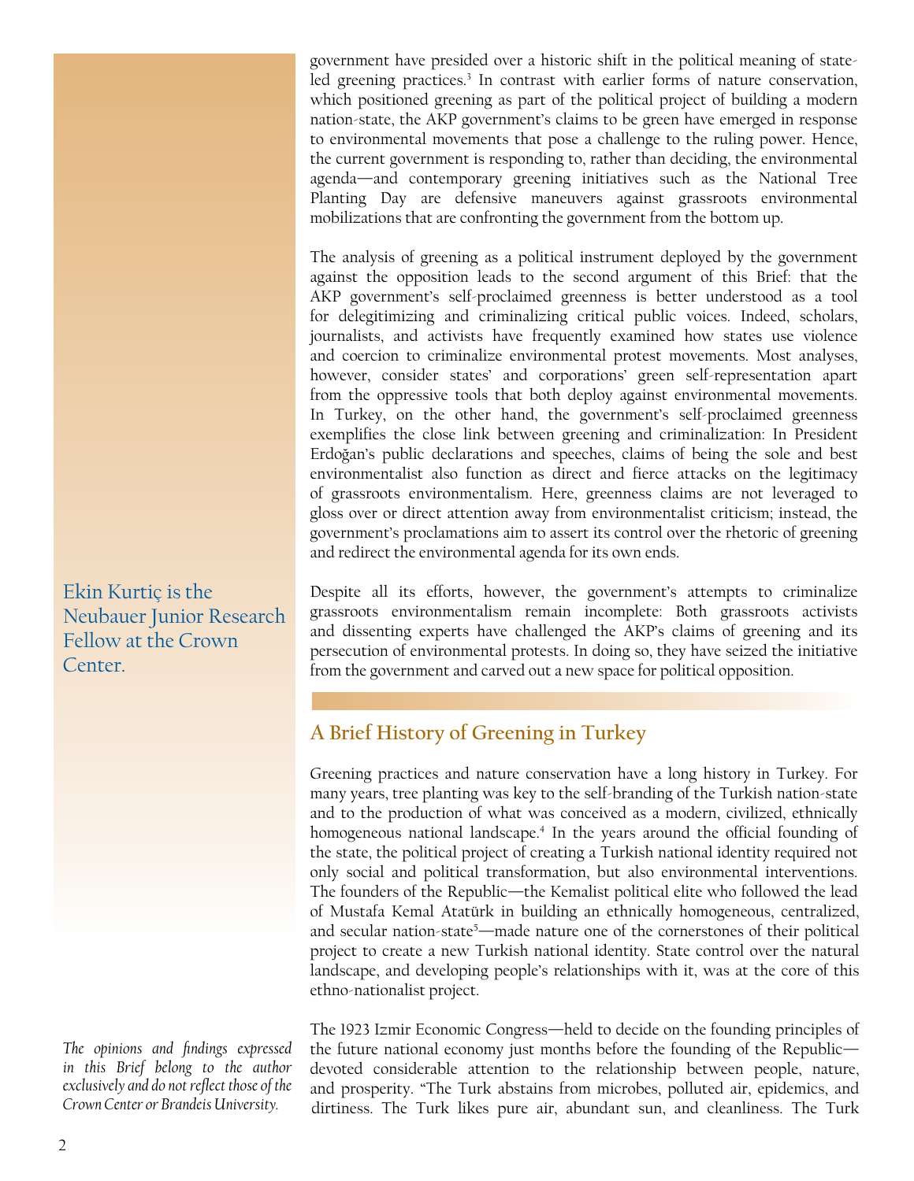government have presided over a historic shift in the political meaning of state-led greening practices.[3] In contrast with earlier forms of nature conservation, which positioned greening as part of the political project of building a modern nation-state, the AKP government's claims to be green have emerged in response to environmental movements that pose a challenge to the ruling power. Hence, the current government is responding to, rather than deciding, the environmental agenda—and contemporary greening initiatives such as the National Tree Planting Day are defensive maneuvers against grassroots environmental mobilizations that are confronting the government from the bottom up.

The analysis of greening as a political instrument deployed by the government against the opposition leads to the second argument of this Brief: that the AKP government's self-proclaimed greenness is better understood as a tool for delegitimizing and criminalizing critical public voices. Indeed, scholars, journalists, and activists have frequently examined how states use violence and coercion to criminalize environmental protest movements. Most analyses, however, consider states' and corporations' green self-representation apart from the oppressive tools that both deploy against environmental movements. In Turkey, on the other hand, the government's self-proclaimed greenness exemplifies the close link between greening and criminalization: In President Erdoğan's public declarations and speeches, claims of being the sole and best environmentalist also function as direct and fierce attacks on the legitimacy of grassroots environmentalism. Here, greenness claims are not leveraged to gloss over or direct attention away from environmentalist criticism; instead, the government's proclamations aim to assert its control over the rhetoric of greening and redirect the environmental agenda for its own ends.

Despite all its efforts, however, the government's attempts to criminalize grassroots environmentalism remain incomplete: Both grassroots activists and dissenting experts have challenged the AKP's claims of greening and its persecution of environmental protests. In doing so, they have seized the initiative from the government and carved out a new space for political opposition.

Ekin Kurtiç is the Neubauer Junior Research Fellow at the Crown Center.

*The opinions and findings expressed in this Brief belong to the author exclusively and do not reflect those of the Crown Center or Brandeis University.*

## A Brief History of Greening in Turkey

Greening practices and nature conservation have a long history in Turkey. For many years, tree planting was key to the self-branding of the Turkish nation-state and to the production of what was conceived as a modern, civilized, ethnically homogeneous national landscape.[4] In the years around the official founding of the state, the political project of creating a Turkish national identity required not only social and political transformation, but also environmental interventions. The founders of the Republic—the Kemalist political elite who followed the lead of Mustafa Kemal Atatürk in building an ethnically homogeneous, centralized, and secular nation-state[5]—made nature one of the cornerstones of their political project to create a new Turkish national identity. State control over the natural landscape, and developing people's relationships with it, was at the core of this ethno-nationalist project.

The 1923 Izmir Economic Congress—held to decide on the founding principles of the future national economy just months before the founding of the Republic—devoted considerable attention to the relationship between people, nature, and prosperity. "The Turk abstains from microbes, polluted air, epidemics, and dirtiness. The Turk likes pure air, abundant sun, and cleanliness. The Turk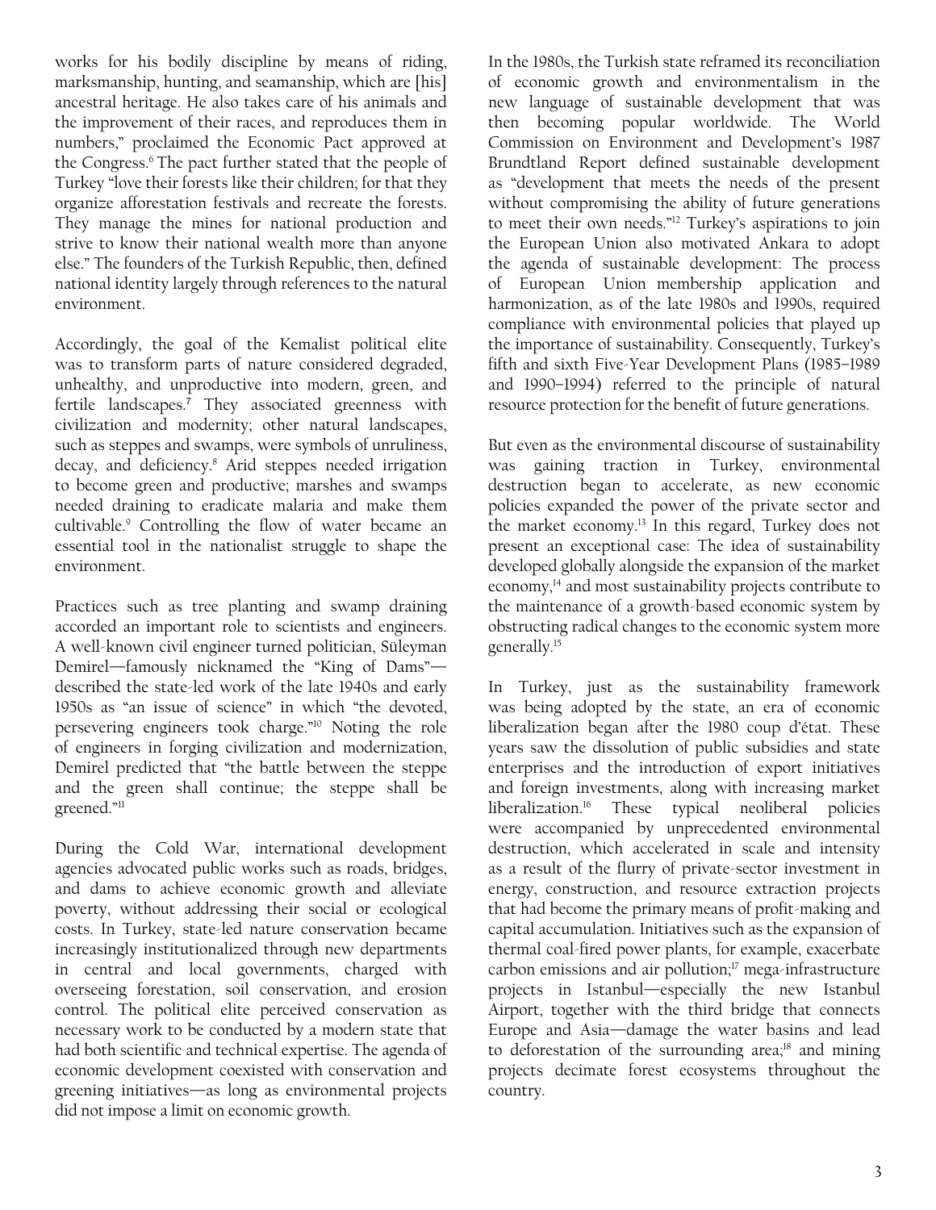works for his bodily discipline by means of riding, marksmanship, hunting, and seamanship, which are [his] ancestral heritage. He also takes care of his animals and the improvement of their races, and reproduces them in numbers," proclaimed the Economic Pact approved at the Congress.[6] The pact further stated that the people of Turkey "love their forests like their children; for that they organize afforestation festivals and recreate the forests. They manage the mines for national production and strive to know their national wealth more than anyone else." The founders of the Turkish Republic, then, defined national identity largely through references to the natural environment.

Accordingly, the goal of the Kemalist political elite was to transform parts of nature considered degraded, unhealthy, and unproductive into modern, green, and fertile landscapes.[7] They associated greenness with civilization and modernity; other natural landscapes, such as steppes and swamps, were symbols of unruliness, decay, and deficiency.[8] Arid steppes needed irrigation to become green and productive; marshes and swamps needed draining to eradicate malaria and make them cultivable.[9] Controlling the flow of water became an essential tool in the nationalist struggle to shape the environment.

Practices such as tree planting and swamp draining accorded an important role to scientists and engineers. A well-known civil engineer turned politician, Süleyman Demirel—famously nicknamed the "King of Dams"—described the state-led work of the late 1940s and early 1950s as "an issue of science" in which "the devoted, persevering engineers took charge."[10] Noting the role of engineers in forging civilization and modernization, Demirel predicted that "the battle between the steppe and the green shall continue; the steppe shall be greened."[11]

During the Cold War, international development agencies advocated public works such as roads, bridges, and dams to achieve economic growth and alleviate poverty, without addressing their social or ecological costs. In Turkey, state-led nature conservation became increasingly institutionalized through new departments in central and local governments, charged with overseeing forestation, soil conservation, and erosion control. The political elite perceived conservation as necessary work to be conducted by a modern state that had both scientific and technical expertise. The agenda of economic development coexisted with conservation and greening initiatives—as long as environmental projects did not impose a limit on economic growth.

In the 1980s, the Turkish state reframed its reconciliation of economic growth and environmentalism in the new language of sustainable development that was then becoming popular worldwide. The World Commission on Environment and Development's 1987 Brundtland Report defined sustainable development as "development that meets the needs of the present without compromising the ability of future generations to meet their own needs."[12] Turkey's aspirations to join the European Union also motivated Ankara to adopt the agenda of sustainable development: The process of European Union membership application and harmonization, as of the late 1980s and 1990s, required compliance with environmental policies that played up the importance of sustainability. Consequently, Turkey's fifth and sixth Five-Year Development Plans (1985–1989 and 1990–1994) referred to the principle of natural resource protection for the benefit of future generations.

But even as the environmental discourse of sustainability was gaining traction in Turkey, environmental destruction began to accelerate, as new economic policies expanded the power of the private sector and the market economy.[13] In this regard, Turkey does not present an exceptional case: The idea of sustainability developed globally alongside the expansion of the market economy,[14] and most sustainability projects contribute to the maintenance of a growth-based economic system by obstructing radical changes to the economic system more generally.[15]

In Turkey, just as the sustainability framework was being adopted by the state, an era of economic liberalization began after the 1980 coup d'état. These years saw the dissolution of public subsidies and state enterprises and the introduction of export initiatives and foreign investments, along with increasing market liberalization.[16] These typical neoliberal policies were accompanied by unprecedented environmental destruction, which accelerated in scale and intensity as a result of the flurry of private-sector investment in energy, construction, and resource extraction projects that had become the primary means of profit-making and capital accumulation. Initiatives such as the expansion of thermal coal-fired power plants, for example, exacerbate carbon emissions and air pollution;[17] mega-infrastructure projects in Istanbul—especially the new Istanbul Airport, together with the third bridge that connects Europe and Asia—damage the water basins and lead to deforestation of the surrounding area;[18] and mining projects decimate forest ecosystems throughout the country.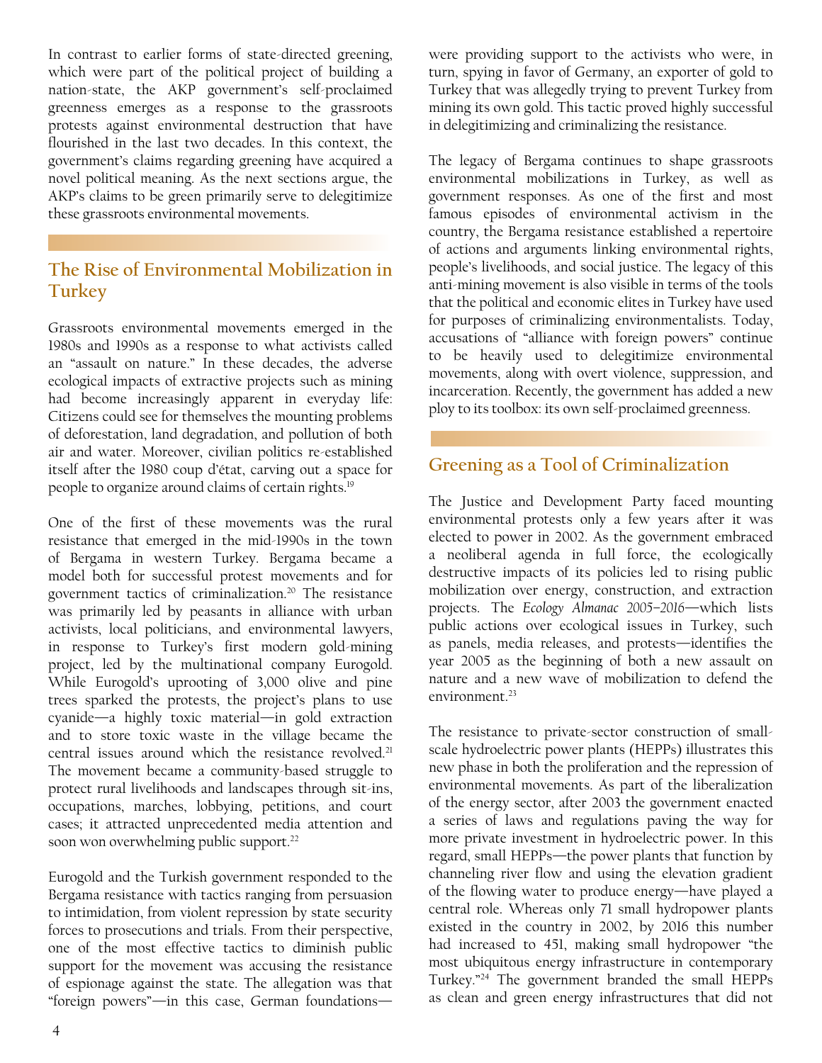In contrast to earlier forms of state-directed greening, which were part of the political project of building a nation-state, the AKP government's self-proclaimed greenness emerges as a response to the grassroots protests against environmental destruction that have flourished in the last two decades. In this context, the government's claims regarding greening have acquired a novel political meaning. As the next sections argue, the AKP's claims to be green primarily serve to delegitimize these grassroots environmental movements.

## The Rise of Environmental Mobilization in Turkey

Grassroots environmental movements emerged in the 1980s and 1990s as a response to what activists called an "assault on nature." In these decades, the adverse ecological impacts of extractive projects such as mining had become increasingly apparent in everyday life: Citizens could see for themselves the mounting problems of deforestation, land degradation, and pollution of both air and water. Moreover, civilian politics re-established itself after the 1980 coup d'état, carving out a space for people to organize around claims of certain rights.[19]

One of the first of these movements was the rural resistance that emerged in the mid-1990s in the town of Bergama in western Turkey. Bergama became a model both for successful protest movements and for government tactics of criminalization.[20] The resistance was primarily led by peasants in alliance with urban activists, local politicians, and environmental lawyers, in response to Turkey's first modern gold-mining project, led by the multinational company Eurogold. While Eurogold's uprooting of 3,000 olive and pine trees sparked the protests, the project's plans to use cyanide—a highly toxic material—in gold extraction and to store toxic waste in the village became the central issues around which the resistance revolved.[21] The movement became a community-based struggle to protect rural livelihoods and landscapes through sit-ins, occupations, marches, lobbying, petitions, and court cases; it attracted unprecedented media attention and soon won overwhelming public support.[22]

Eurogold and the Turkish government responded to the Bergama resistance with tactics ranging from persuasion to intimidation, from violent repression by state security forces to prosecutions and trials. From their perspective, one of the most effective tactics to diminish public support for the movement was accusing the resistance of espionage against the state. The allegation was that "foreign powers"—in this case, German foundations—were providing support to the activists who were, in turn, spying in favor of Germany, an exporter of gold to Turkey that was allegedly trying to prevent Turkey from mining its own gold. This tactic proved highly successful in delegitimizing and criminalizing the resistance.

The legacy of Bergama continues to shape grassroots environmental mobilizations in Turkey, as well as government responses. As one of the first and most famous episodes of environmental activism in the country, the Bergama resistance established a repertoire of actions and arguments linking environmental rights, people's livelihoods, and social justice. The legacy of this anti-mining movement is also visible in terms of the tools that the political and economic elites in Turkey have used for purposes of criminalizing environmentalists. Today, accusations of "alliance with foreign powers" continue to be heavily used to delegitimize environmental movements, along with overt violence, suppression, and incarceration. Recently, the government has added a new ploy to its toolbox: its own self-proclaimed greenness.

## Greening as a Tool of Criminalization

The Justice and Development Party faced mounting environmental protests only a few years after it was elected to power in 2002. As the government embraced a neoliberal agenda in full force, the ecologically destructive impacts of its policies led to rising public mobilization over energy, construction, and extraction projects. The *Ecology Almanac 2005–2016*—which lists public actions over ecological issues in Turkey, such as panels, media releases, and protests—identifies the year 2005 as the beginning of both a new assault on nature and a new wave of mobilization to defend the environment.[23]

The resistance to private-sector construction of small-scale hydroelectric power plants (HEPPs) illustrates this new phase in both the proliferation and the repression of environmental movements. As part of the liberalization of the energy sector, after 2003 the government enacted a series of laws and regulations paving the way for more private investment in hydroelectric power. In this regard, small HEPPs—the power plants that function by channeling river flow and using the elevation gradient of the flowing water to produce energy—have played a central role. Whereas only 71 small hydropower plants existed in the country in 2002, by 2016 this number had increased to 451, making small hydropower "the most ubiquitous energy infrastructure in contemporary Turkey."[24] The government branded the small HEPPs as clean and green energy infrastructures that did not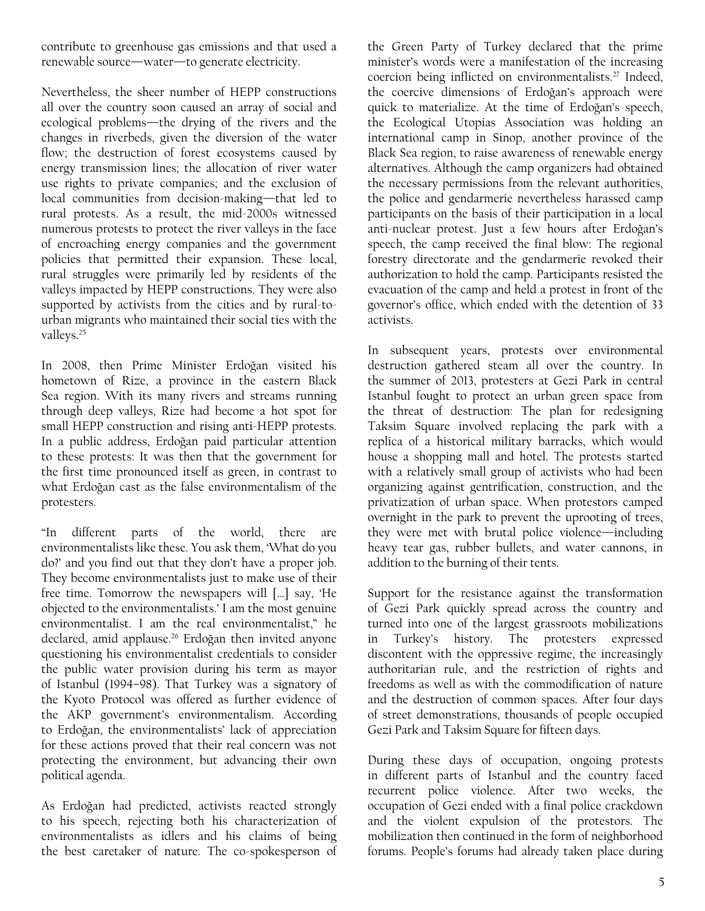contribute to greenhouse gas emissions and that used a renewable source—water—to generate electricity.

Nevertheless, the sheer number of HEPP constructions all over the country soon caused an array of social and ecological problems—the drying of the rivers and the changes in riverbeds, given the diversion of the water flow; the destruction of forest ecosystems caused by energy transmission lines; the allocation of river water use rights to private companies; and the exclusion of local communities from decision-making—that led to rural protests. As a result, the mid-2000s witnessed numerous protests to protect the river valleys in the face of encroaching energy companies and the government policies that permitted their expansion. These local, rural struggles were primarily led by residents of the valleys impacted by HEPP constructions. They were also supported by activists from the cities and by rural-to-urban migrants who maintained their social ties with the valleys.[25]

In 2008, then Prime Minister Erdoğan visited his hometown of Rize, a province in the eastern Black Sea region. With its many rivers and streams running through deep valleys, Rize had become a hot spot for small HEPP construction and rising anti-HEPP protests. In a public address, Erdoğan paid particular attention to these protests: It was then that the government for the first time pronounced itself as green, in contrast to what Erdoğan cast as the false environmentalism of the protesters.

"In different parts of the world, there are environmentalists like these. You ask them, 'What do you do?' and you find out that they don't have a proper job. They become environmentalists just to make use of their free time. Tomorrow the newspapers will [...] say, 'He objected to the environmentalists.' I am the most genuine environmentalist. I am the real environmentalist," he declared, amid applause.[26] Erdoğan then invited anyone questioning his environmentalist credentials to consider the public water provision during his term as mayor of Istanbul (1994–98). That Turkey was a signatory of the Kyoto Protocol was offered as further evidence of the AKP government's environmentalism. According to Erdoğan, the environmentalists' lack of appreciation for these actions proved that their real concern was not protecting the environment, but advancing their own political agenda.

As Erdoğan had predicted, activists reacted strongly to his speech, rejecting both his characterization of environmentalists as idlers and his claims of being the best caretaker of nature. The co-spokesperson of the Green Party of Turkey declared that the prime minister's words were a manifestation of the increasing coercion being inflicted on environmentalists.[27] Indeed, the coercive dimensions of Erdoğan's approach were quick to materialize. At the time of Erdoğan's speech, the Ecological Utopias Association was holding an international camp in Sinop, another province of the Black Sea region, to raise awareness of renewable energy alternatives. Although the camp organizers had obtained the necessary permissions from the relevant authorities, the police and gendarmerie nevertheless harassed camp participants on the basis of their participation in a local anti-nuclear protest. Just a few hours after Erdoğan's speech, the camp received the final blow: The regional forestry directorate and the gendarmerie revoked their authorization to hold the camp. Participants resisted the evacuation of the camp and held a protest in front of the governor's office, which ended with the detention of 33 activists.

In subsequent years, protests over environmental destruction gathered steam all over the country. In the summer of 2013, protesters at Gezi Park in central Istanbul fought to protect an urban green space from the threat of destruction: The plan for redesigning Taksim Square involved replacing the park with a replica of a historical military barracks, which would house a shopping mall and hotel. The protests started with a relatively small group of activists who had been organizing against gentrification, construction, and the privatization of urban space. When protestors camped overnight in the park to prevent the uprooting of trees, they were met with brutal police violence—including heavy tear gas, rubber bullets, and water cannons, in addition to the burning of their tents.

Support for the resistance against the transformation of Gezi Park quickly spread across the country and turned into one of the largest grassroots mobilizations in Turkey's history. The protesters expressed discontent with the oppressive regime, the increasingly authoritarian rule, and the restriction of rights and freedoms as well as with the commodification of nature and the destruction of common spaces. After four days of street demonstrations, thousands of people occupied Gezi Park and Taksim Square for fifteen days.

During these days of occupation, ongoing protests in different parts of Istanbul and the country faced recurrent police violence. After two weeks, the occupation of Gezi ended with a final police crackdown and the violent expulsion of the protestors. The mobilization then continued in the form of neighborhood forums. People's forums had already taken place during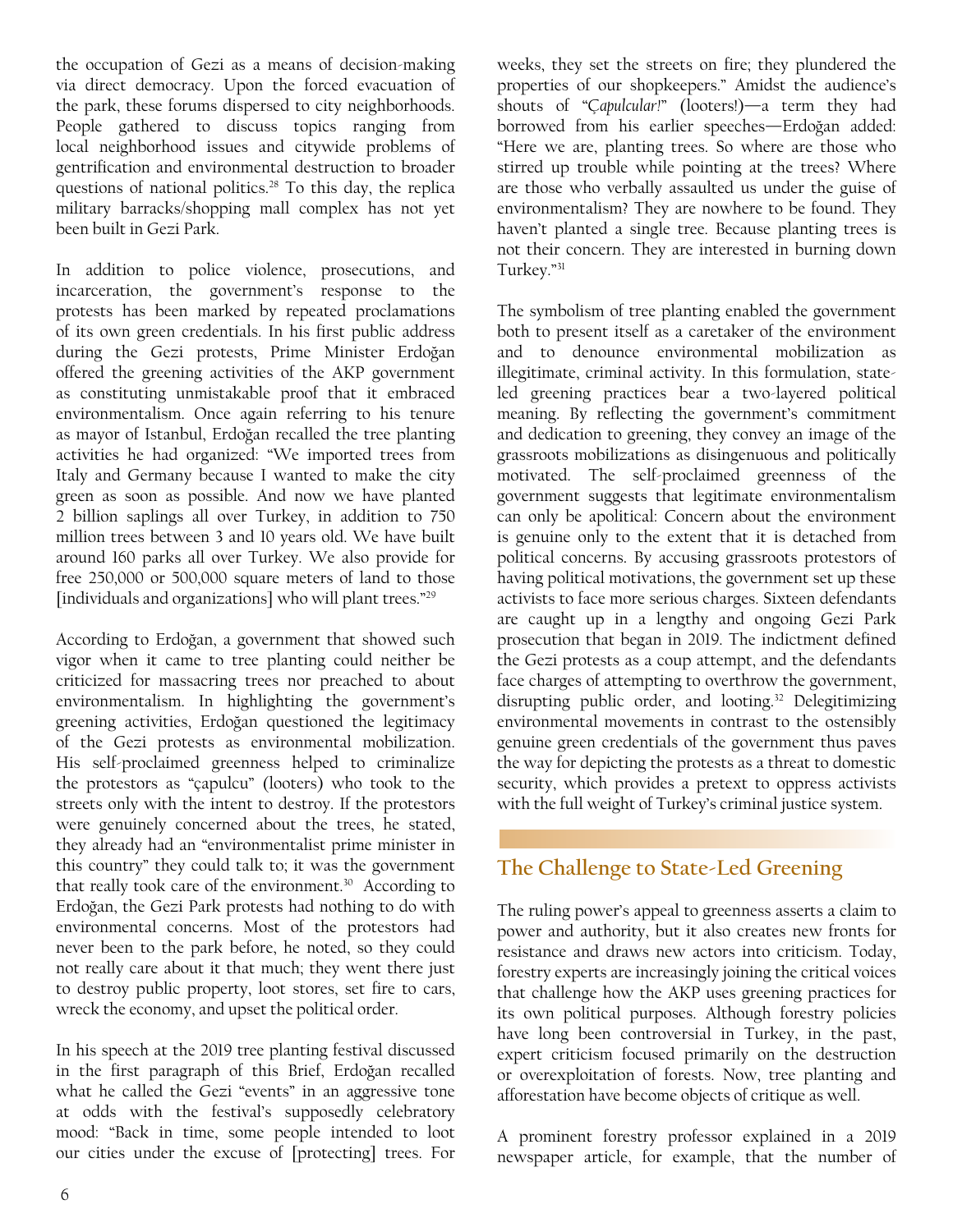the occupation of Gezi as a means of decision-making via direct democracy. Upon the forced evacuation of the park, these forums dispersed to city neighborhoods. People gathered to discuss topics ranging from local neighborhood issues and citywide problems of gentrification and environmental destruction to broader questions of national politics.[28] To this day, the replica military barracks/shopping mall complex has not yet been built in Gezi Park.

In addition to police violence, prosecutions, and incarceration, the government's response to the protests has been marked by repeated proclamations of its own green credentials. In his first public address during the Gezi protests, Prime Minister Erdoğan offered the greening activities of the AKP government as constituting unmistakable proof that it embraced environmentalism. Once again referring to his tenure as mayor of Istanbul, Erdoğan recalled the tree planting activities he had organized: "We imported trees from Italy and Germany because I wanted to make the city green as soon as possible. And now we have planted 2 billion saplings all over Turkey, in addition to 750 million trees between 3 and 10 years old. We have built around 160 parks all over Turkey. We also provide for free 250,000 or 500,000 square meters of land to those [individuals and organizations] who will plant trees."[29]

According to Erdoğan, a government that showed such vigor when it came to tree planting could neither be criticized for massacring trees nor preached to about environmentalism. In highlighting the government's greening activities, Erdoğan questioned the legitimacy of the Gezi protests as environmental mobilization. His self-proclaimed greenness helped to criminalize the protestors as "çapulcu" (looters) who took to the streets only with the intent to destroy. If the protestors were genuinely concerned about the trees, he stated, they already had an "environmentalist prime minister in this country" they could talk to; it was the government that really took care of the environment.[30] According to Erdoğan, the Gezi Park protests had nothing to do with environmental concerns. Most of the protestors had never been to the park before, he noted, so they could not really care about it that much; they went there just to destroy public property, loot stores, set fire to cars, wreck the economy, and upset the political order.

In his speech at the 2019 tree planting festival discussed in the first paragraph of this Brief, Erdoğan recalled what he called the Gezi "events" in an aggressive tone at odds with the festival's supposedly celebratory mood: "Back in time, some people intended to loot our cities under the excuse of [protecting] trees. For weeks, they set the streets on fire; they plundered the properties of our shopkeepers." Amidst the audience's shouts of "*Çapulcular!*" (looters!)—a term they had borrowed from his earlier speeches—Erdoğan added: "Here we are, planting trees. So where are those who stirred up trouble while pointing at the trees? Where are those who verbally assaulted us under the guise of environmentalism? They are nowhere to be found. They haven't planted a single tree. Because planting trees is not their concern. They are interested in burning down Turkey."[31]

The symbolism of tree planting enabled the government both to present itself as a caretaker of the environment and to denounce environmental mobilization as illegitimate, criminal activity. In this formulation, state-led greening practices bear a two-layered political meaning. By reflecting the government's commitment and dedication to greening, they convey an image of the grassroots mobilizations as disingenuous and politically motivated. The self-proclaimed greenness of the government suggests that legitimate environmentalism can only be apolitical: Concern about the environment is genuine only to the extent that it is detached from political concerns. By accusing grassroots protestors of having political motivations, the government set up these activists to face more serious charges. Sixteen defendants are caught up in a lengthy and ongoing Gezi Park prosecution that began in 2019. The indictment defined the Gezi protests as a coup attempt, and the defendants face charges of attempting to overthrow the government, disrupting public order, and looting.[32] Delegitimizing environmental movements in contrast to the ostensibly genuine green credentials of the government thus paves the way for depicting the protests as a threat to domestic security, which provides a pretext to oppress activists with the full weight of Turkey's criminal justice system.

## The Challenge to State-Led Greening

The ruling power's appeal to greenness asserts a claim to power and authority, but it also creates new fronts for resistance and draws new actors into criticism. Today, forestry experts are increasingly joining the critical voices that challenge how the AKP uses greening practices for its own political purposes. Although forestry policies have long been controversial in Turkey, in the past, expert criticism focused primarily on the destruction or overexploitation of forests. Now, tree planting and afforestation have become objects of critique as well.

A prominent forestry professor explained in a 2019 newspaper article, for example, that the number of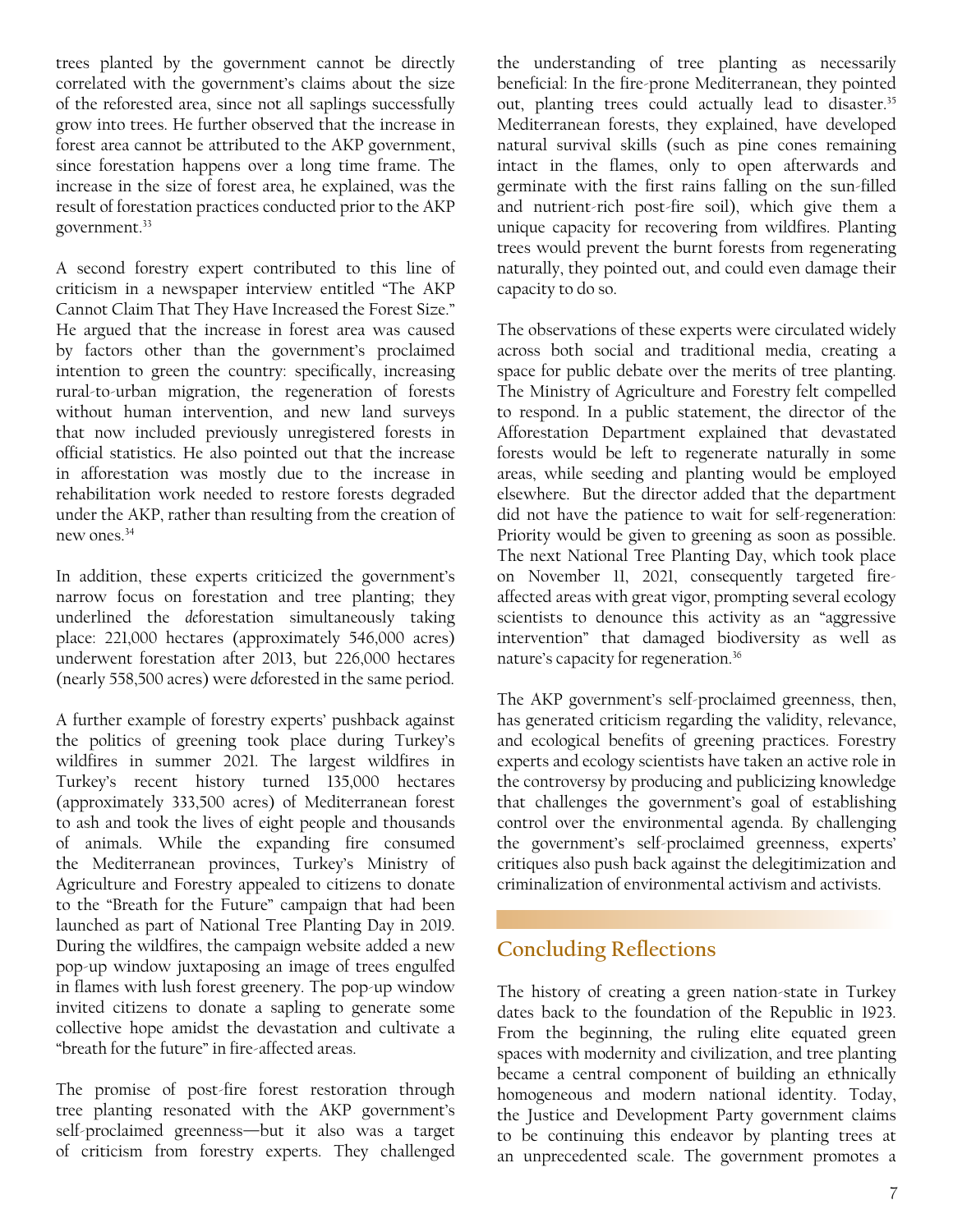trees planted by the government cannot be directly correlated with the government's claims about the size of the reforested area, since not all saplings successfully grow into trees. He further observed that the increase in forest area cannot be attributed to the AKP government, since forestation happens over a long time frame. The increase in the size of forest area, he explained, was the result of forestation practices conducted prior to the AKP government.[33]

A second forestry expert contributed to this line of criticism in a newspaper interview entitled "The AKP Cannot Claim That They Have Increased the Forest Size." He argued that the increase in forest area was caused by factors other than the government's proclaimed intention to green the country: specifically, increasing rural-to-urban migration, the regeneration of forests without human intervention, and new land surveys that now included previously unregistered forests in official statistics. He also pointed out that the increase in afforestation was mostly due to the increase in rehabilitation work needed to restore forests degraded under the AKP, rather than resulting from the creation of new ones.[34]

In addition, these experts criticized the government's narrow focus on forestation and tree planting; they underlined the *de*forestation simultaneously taking place: 221,000 hectares (approximately 546,000 acres) underwent forestation after 2013, but 226,000 hectares (nearly 558,500 acres) were *de*forested in the same period.

A further example of forestry experts' pushback against the politics of greening took place during Turkey's wildfires in summer 2021. The largest wildfires in Turkey's recent history turned 135,000 hectares (approximately 333,500 acres) of Mediterranean forest to ash and took the lives of eight people and thousands of animals. While the expanding fire consumed the Mediterranean provinces, Turkey's Ministry of Agriculture and Forestry appealed to citizens to donate to the "Breath for the Future" campaign that had been launched as part of National Tree Planting Day in 2019. During the wildfires, the campaign website added a new pop-up window juxtaposing an image of trees engulfed in flames with lush forest greenery. The pop-up window invited citizens to donate a sapling to generate some collective hope amidst the devastation and cultivate a "breath for the future" in fire-affected areas.

The promise of post-fire forest restoration through tree planting resonated with the AKP government's self-proclaimed greenness—but it also was a target of criticism from forestry experts. They challenged the understanding of tree planting as necessarily beneficial: In the fire-prone Mediterranean, they pointed out, planting trees could actually lead to disaster.[35] Mediterranean forests, they explained, have developed natural survival skills (such as pine cones remaining intact in the flames, only to open afterwards and germinate with the first rains falling on the sun-filled and nutrient-rich post-fire soil), which give them a unique capacity for recovering from wildfires. Planting trees would prevent the burnt forests from regenerating naturally, they pointed out, and could even damage their capacity to do so.

The observations of these experts were circulated widely across both social and traditional media, creating a space for public debate over the merits of tree planting. The Ministry of Agriculture and Forestry felt compelled to respond. In a public statement, the director of the Afforestation Department explained that devastated forests would be left to regenerate naturally in some areas, while seeding and planting would be employed elsewhere. But the director added that the department did not have the patience to wait for self-regeneration: Priority would be given to greening as soon as possible. The next National Tree Planting Day, which took place on November 11, 2021, consequently targeted fire-affected areas with great vigor, prompting several ecology scientists to denounce this activity as an "aggressive intervention" that damaged biodiversity as well as nature's capacity for regeneration.[36]

The AKP government's self-proclaimed greenness, then, has generated criticism regarding the validity, relevance, and ecological benefits of greening practices. Forestry experts and ecology scientists have taken an active role in the controversy by producing and publicizing knowledge that challenges the government's goal of establishing control over the environmental agenda. By challenging the government's self-proclaimed greenness, experts' critiques also push back against the delegitimization and criminalization of environmental activism and activists.

## Concluding Reflections

The history of creating a green nation-state in Turkey dates back to the foundation of the Republic in 1923. From the beginning, the ruling elite equated green spaces with modernity and civilization, and tree planting became a central component of building an ethnically homogeneous and modern national identity. Today, the Justice and Development Party government claims to be continuing this endeavor by planting trees at an unprecedented scale. The government promotes a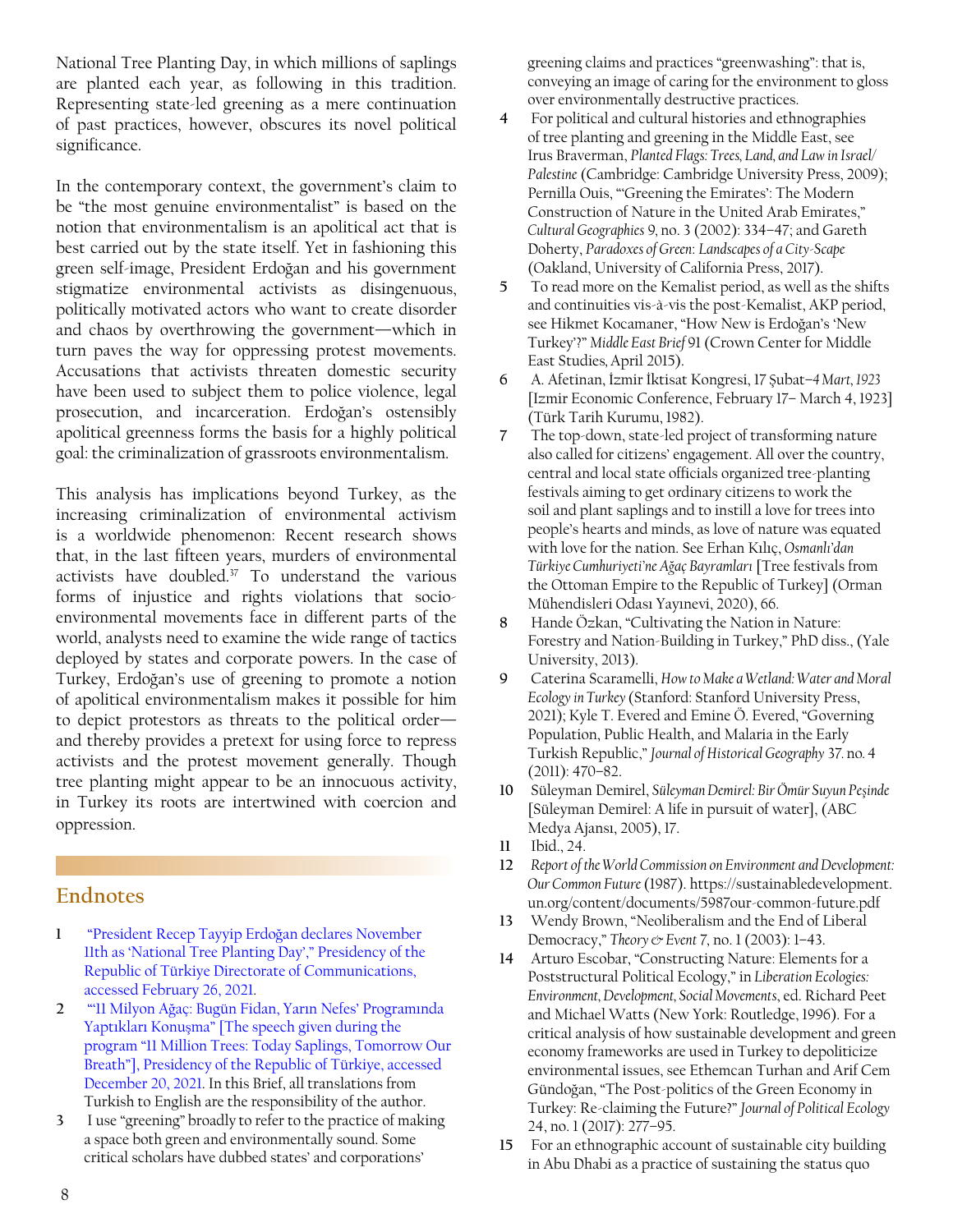National Tree Planting Day, in which millions of saplings are planted each year, as following in this tradition. Representing state-led greening as a mere continuation of past practices, however, obscures its novel political significance.

In the contemporary context, the government's claim to be "the most genuine environmentalist" is based on the notion that environmentalism is an apolitical act that is best carried out by the state itself. Yet in fashioning this green self-image, President Erdoğan and his government stigmatize environmental activists as disingenuous, politically motivated actors who want to create disorder and chaos by overthrowing the government—which in turn paves the way for oppressing protest movements. Accusations that activists threaten domestic security have been used to subject them to police violence, legal prosecution, and incarceration. Erdoğan's ostensibly apolitical greenness forms the basis for a highly political goal: the criminalization of grassroots environmentalism.

This analysis has implications beyond Turkey, as the increasing criminalization of environmental activism is a worldwide phenomenon: Recent research shows that, in the last fifteen years, murders of environmental activists have doubled.[37] To understand the various forms of injustice and rights violations that socio-environmental movements face in different parts of the world, analysts need to examine the wide range of tactics deployed by states and corporate powers. In the case of Turkey, Erdoğan's use of greening to promote a notion of apolitical environmentalism makes it possible for him to depict protestors as threats to the political order—and thereby provides a pretext for using force to repress activists and the protest movement generally. Though tree planting might appear to be an innocuous activity, in Turkey its roots are intertwined with coercion and oppression.

## Endnotes

1. "President Recep Tayyip Erdoğan declares November 11th as 'National Tree Planting Day'," Presidency of the Republic of Türkiye Directorate of Communications, accessed February 26, 2021.
2. "'11 Milyon Ağaç: Bugün Fidan, Yarın Nefes' Programında Yaptıkları Konuşma" [The speech given during the program "11 Million Trees: Today Saplings, Tomorrow Our Breath"], Presidency of the Republic of Türkiye, accessed December 20, 2021. In this Brief, all translations from Turkish to English are the responsibility of the author.
3. I use "greening" broadly to refer to the practice of making a space both green and environmentally sound. Some critical scholars have dubbed states' and corporations' greening claims and practices "greenwashing": that is, conveying an image of caring for the environment to gloss over environmentally destructive practices.
4. For political and cultural histories and ethnographies of tree planting and greening in the Middle East, see Irus Braverman, *Planted Flags: Trees, Land, and Law in Israel/Palestine* (Cambridge: Cambridge University Press, 2009); Pernilla Ouis, "'Greening the Emirates': The Modern Construction of Nature in the United Arab Emirates," *Cultural Geographies* 9, no. 3 (2002): 334–47; and Gareth Doherty, *Paradoxes of Green: Landscapes of a City-Scape* (Oakland, University of California Press, 2017).
5. To read more on the Kemalist period, as well as the shifts and continuities vis-à-vis the post-Kemalist, AKP period, see Hikmet Kocamaner, "How New is Erdoğan's 'New Turkey'?" *Middle East Brief* 91 (Crown Center for Middle East Studies, April 2015).
6. A. Afetinan, *İzmir İktisat Kongresi, 17 Şubat–4 Mart, 1923* [Izmir Economic Conference, February 17– March 4, 1923] (Türk Tarih Kurumu, 1982).
7. The top-down, state-led project of transforming nature also called for citizens' engagement. All over the country, central and local state officials organized tree-planting festivals aiming to get ordinary citizens to work the soil and plant saplings and to instill a love for trees into people's hearts and minds, as love of nature was equated with love for the nation. See Erhan Kılıç, *Osmanlı'dan Türkiye Cumhuriyeti'ne Ağaç Bayramları* [Tree festivals from the Ottoman Empire to the Republic of Turkey] (Orman Mühendisleri Odası Yayınevi, 2020), 66.
8. Hande Özkan, "Cultivating the Nation in Nature: Forestry and Nation-Building in Turkey," PhD diss., (Yale University, 2013).
9. Caterina Scaramelli, *How to Make a Wetland: Water and Moral Ecology in Turkey* (Stanford: Stanford University Press, 2021); Kyle T. Evered and Emine Ö. Evered, "Governing Population, Public Health, and Malaria in the Early Turkish Republic," *Journal of Historical Geography* 37. no. 4 (2011): 470–82.
10. Süleyman Demirel, *Süleyman Demirel: Bir Ömür Suyun Peşinde* [Süleyman Demirel: A life in pursuit of water], (ABC Medya Ajansı, 2005), 17.
11. Ibid., 24.
12. *Report of the World Commission on Environment and Development: Our Common Future* (1987). https://sustainabledevelopment.un.org/content/documents/5987our-common-future.pdf
13. Wendy Brown, "Neoliberalism and the End of Liberal Democracy," *Theory & Event* 7, no. 1 (2003): 1–43.
14. Arturo Escobar, "Constructing Nature: Elements for a Poststructural Political Ecology," in *Liberation Ecologies: Environment, Development, Social Movements*, ed. Richard Peet and Michael Watts (New York: Routledge, 1996). For a critical analysis of how sustainable development and green economy frameworks are used in Turkey to depoliticize environmental issues, see Ethemcan Turhan and Arif Cem Gündoğan, "The Post-politics of the Green Economy in Turkey: Re-claiming the Future?" *Journal of Political Ecology* 24, no. 1 (2017): 277–95.
15. For an ethnographic account of sustainable city building in Abu Dhabi as a practice of sustaining the status quo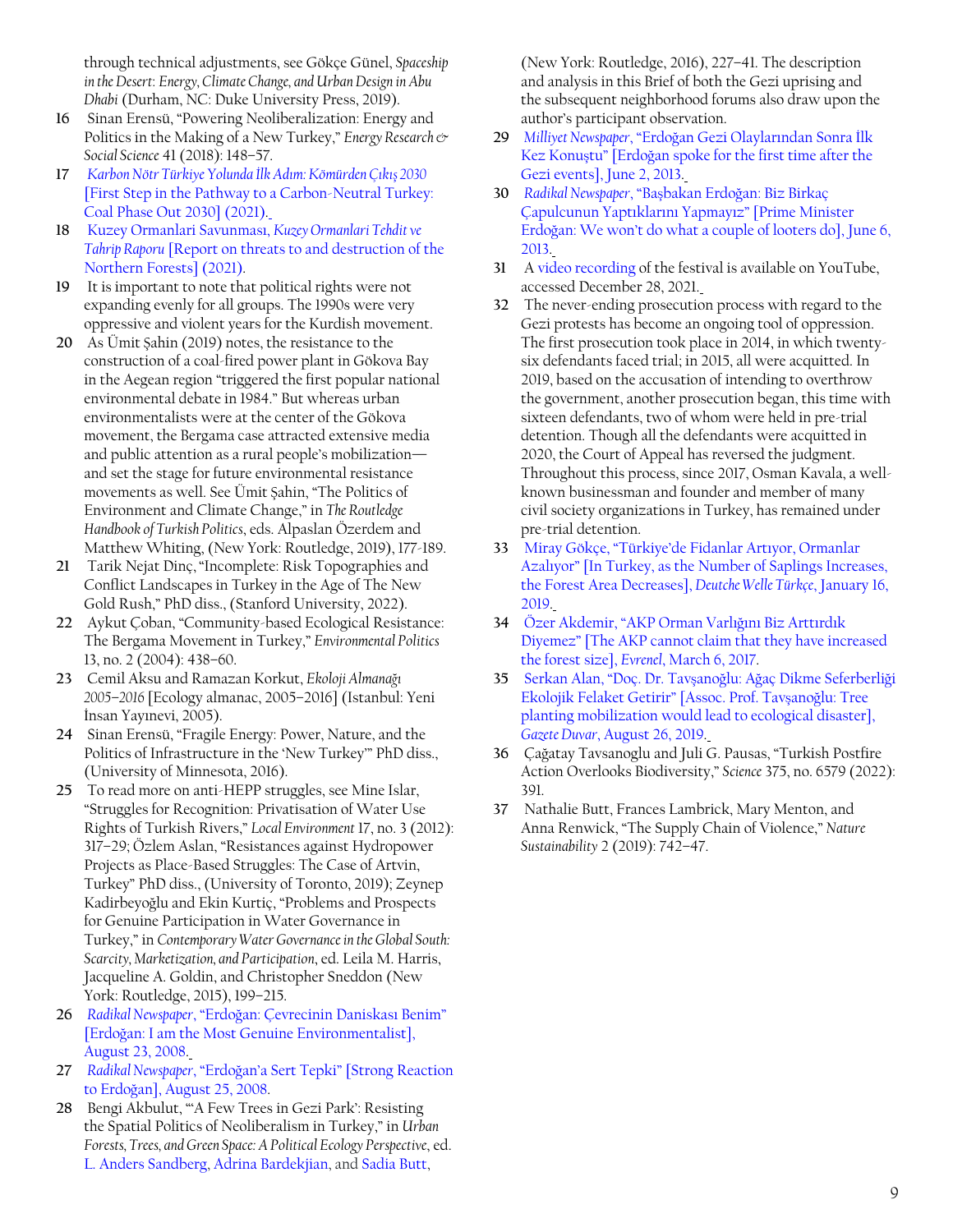through technical adjustments, see Gökçe Günel, *Spaceship in the Desert: Energy, Climate Change, and Urban Design in Abu Dhabi* (Durham, NC: Duke University Press, 2019).

**16** Sinan Erensü, “Powering Neoliberalization: Energy and Politics in the Making of a New Turkey,” *Energy Research & Social Science* 41 (2018): 148–57.

**17** *Karbon Nötr Türkiye Yolunda İlk Adım: Kömürden Çıkış 2030* [First Step in the Pathway to a Carbon-Neutral Turkey: Coal Phase Out 2030] (2021).

**18** Kuzey Ormanlari Savunması, *Kuzey Ormanlari Tehdit ve Tahrip Raporu* [Report on threats to and destruction of the Northern Forests] (2021).

**19** It is important to note that political rights were not expanding evenly for all groups. The 1990s were very oppressive and violent years for the Kurdish movement.

**20** As Ümit Şahin (2019) notes, the resistance to the construction of a coal-fired power plant in Gökova Bay in the Aegean region “triggered the first popular national environmental debate in 1984.” But whereas urban environmentalists were at the center of the Gökova movement, the Bergama case attracted extensive media and public attention as a rural people’s mobilization—and set the stage for future environmental resistance movements as well. See Ümit Şahin, “The Politics of Environment and Climate Change,” in *The Routledge Handbook of Turkish Politics*, eds. Alpaslan Özerdem and Matthew Whiting, (New York: Routledge, 2019), 177-189.

**21** Tarik Nejat Dinç, “Incomplete: Risk Topographies and Conflict Landscapes in Turkey in the Age of The New Gold Rush,” PhD diss., (Stanford University, 2022).

**22** Aykut Çoban, “Community-based Ecological Resistance: The Bergama Movement in Turkey,” *Environmental Politics* 13, no. 2 (2004): 438–60.

**23** Cemil Aksu and Ramazan Korkut, *Ekoloji Almanağı 2005–2016* [Ecology almanac, 2005–2016] (Istanbul: Yeni İnsan Yayınevi, 2005).

**24** Sinan Erensü, “Fragile Energy: Power, Nature, and the Politics of Infrastructure in the ‘New Turkey’” PhD diss., (University of Minnesota, 2016).

**25** To read more on anti-HEPP struggles, see Mine Islar, “Struggles for Recognition: Privatisation of Water Use Rights of Turkish Rivers,” *Local Environment* 17, no. 3 (2012): 317–29; Özlem Aslan, “Resistances against Hydropower Projects as Place-Based Struggles: The Case of Artvin, Turkey” PhD diss., (University of Toronto, 2019); Zeynep Kadirbeyoğlu and Ekin Kurtiç, “Problems and Prospects for Genuine Participation in Water Governance in Turkey,” in *Contemporary Water Governance in the Global South: Scarcity, Marketization, and Participation*, ed. Leila M. Harris, Jacqueline A. Goldin, and Christopher Sneddon (New York: Routledge, 2015), 199–215.

**26** *Radikal Newspaper*, “Erdoğan: Çevrecinin Daniskası Benim” [Erdoğan: I am the Most Genuine Environmentalist], August 23, 2008.

**27** *Radikal Newspaper*, “Erdoğan’a Sert Tepki” [Strong Reaction to Erdoğan], August 25, 2008.

**28** Bengi Akbulut, “‘A Few Trees in Gezi Park’: Resisting the Spatial Politics of Neoliberalism in Turkey,” in *Urban Forests, Trees, and Green Space: A Political Ecology Perspective*, ed. L. Anders Sandberg, Adrina Bardekjian, and Sadia Butt, (New York: Routledge, 2016), 227–41. The description and analysis in this Brief of both the Gezi uprising and the subsequent neighborhood forums also draw upon the author’s participant observation.

**29** *Milliyet Newspaper*, “Erdoğan Gezi Olaylarından Sonra İlk Kez Konuştu” [Erdoğan spoke for the first time after the Gezi events], June 2, 2013.

**30** *Radikal Newspaper*, “Başbakan Erdoğan: Biz Birkaç Çapulcunun Yaptıklarını Yapmayız” [Prime Minister Erdoğan: We won’t do what a couple of looters do], June 6, 2013.

**31** A video recording of the festival is available on YouTube, accessed December 28, 2021.

**32** The never-ending prosecution process with regard to the Gezi protests has become an ongoing tool of oppression. The first prosecution took place in 2014, in which twenty-six defendants faced trial; in 2015, all were acquitted. In 2019, based on the accusation of intending to overthrow the government, another prosecution began, this time with sixteen defendants, two of whom were held in pre-trial detention. Though all the defendants were acquitted in 2020, the Court of Appeal has reversed the judgment. Throughout this process, since 2017, Osman Kavala, a well-known businessman and founder and member of many civil society organizations in Turkey, has remained under pre-trial detention.

**33** Miray Gökçe, “Türkiye’de Fidanlar Artıyor, Ormanlar Azalıyor” [In Turkey, as the Number of Saplings Increases, the Forest Area Decreases], *Deutche Welle Türkçe*, January 16, 2019.

**34** Özer Akdemir, “AKP Orman Varlığını Biz Arttırdık Diyemez” [The AKP cannot claim that they have increased the forest size], *Evrenel*, March 6, 2017.

**35** Serkan Alan, “Doç. Dr. Tavşanoğlu: Ağaç Dikme Seferberliği Ekolojik Felaket Getirir” [Assoc. Prof. Tavşanoğlu: Tree planting mobilization would lead to ecological disaster], *Gazete Duvar*, August 26, 2019.

**36** Çağatay Tavsanoglu and Juli G. Pausas, “Turkish Postfire Action Overlooks Biodiversity,” *Science* 375, no. 6579 (2022): 391.

**37** Nathalie Butt, Frances Lambrick, Mary Menton, and Anna Renwick, “The Supply Chain of Violence,” *Nature Sustainability* 2 (2019): 742–47.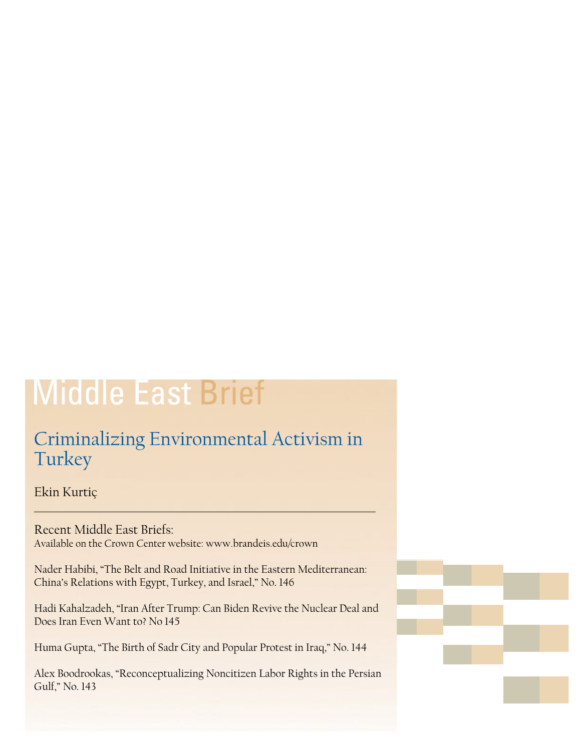# Middle East Brief

## Criminalizing Environmental Activism in Turkey

Ekin Kurtiç

---

Recent Middle East Briefs:
Available on the Crown Center website: www.brandeis.edu/crown

Nader Habibi, “The Belt and Road Initiative in the Eastern Mediterranean: China’s Relations with Egypt, Turkey, and Israel,” No. 146

Hadi Kahalzadeh, “Iran After Trump: Can Biden Revive the Nuclear Deal and Does Iran Even Want to? No 145

Huma Gupta, “The Birth of Sadr City and Popular Protest in Iraq,” No. 144

Alex Boodrookas, “Reconceptualizing Noncitizen Labor Rights in the Persian Gulf,” No. 143